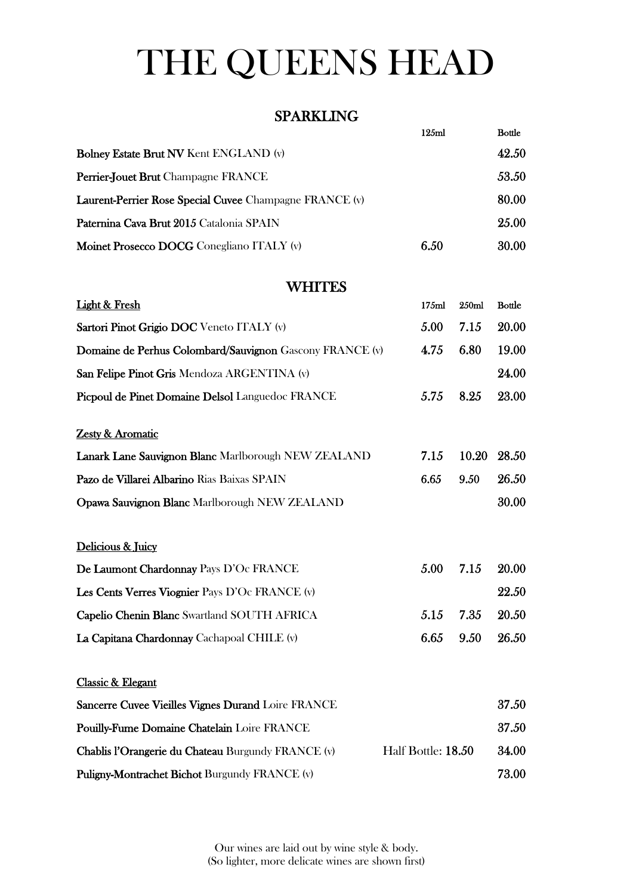# THE QUEENS HEAD

## SPARKLING

| | 125ml | Bottle |
|---|---|---|
| **Bolney Estate Brut NV** Kent ENGLAND (v) | | 42.50 |
| **Perrier-Jouet Brut** Champagne FRANCE | | 53.50 |
| **Laurent-Perrier Rose Special Cuvee** Champagne FRANCE (v) | | 80.00 |
| **Paternina Cava Brut 2015** Catalonia SPAIN | | 25.00 |
| **Moinet Prosecco DOCG** Conegliano ITALY (v) | 6.50 | 30.00 |

## WHITES

| Light & Fresh | 175ml | 250ml | Bottle |
|---|---|---|---|
| **Sartori Pinot Grigio DOC** Veneto ITALY (v) | 5.00 | 7.15 | 20.00 |
| **Domaine de Perhus Colombard/Sauvignon** Gascony FRANCE (v) | 4.75 | 6.80 | 19.00 |
| **San Felipe Pinot Gris** Mendoza ARGENTINA (v) | | | 24.00 |
| **Picpoul de Pinet Domaine Delsol** Languedoc FRANCE | 5.75 | 8.25 | 23.00 |
| **Zesty & Aromatic** | | | |
| **Lanark Lane Sauvignon Blanc** Marlborough NEW ZEALAND | 7.15 | 10.20 | 28.50 |
| **Pazo de Villarei Albarino** Rias Baixas SPAIN | 6.65 | 9.50 | 26.50 |
| **Opawa Sauvignon Blanc** Marlborough NEW ZEALAND | | | 30.00 |
| **Delicious & Juicy** | | | |
| **De Laumont Chardonnay** Pays D'Oc FRANCE | 5.00 | 7.15 | 20.00 |
| **Les Cents Verres Viognier** Pays D'Oc FRANCE (v) | | | 22.50 |
| **Capelio Chenin Blanc** Swartland SOUTH AFRICA | 5.15 | 7.35 | 20.50 |
| **La Capitana Chardonnay** Cachapoal CHILE (v) | 6.65 | 9.50 | 26.50 |
| **Classic & Elegant** | | | |
| **Sancerre Cuvee Vieilles Vignes Durand** Loire FRANCE | | | 37.50 |
| **Pouilly-Fume Domaine Chatelain** Loire FRANCE | | | 37.50 |
| **Chablis l'Orangerie du Chateau** Burgundy FRANCE (v) | Half Bottle: 18.50 | | 34.00 |
| **Puligny-Montrachet Bichot** Burgundy FRANCE (v) | | | 73.00 |

Our wines are laid out by wine style & body.
(So lighter, more delicate wines are shown first)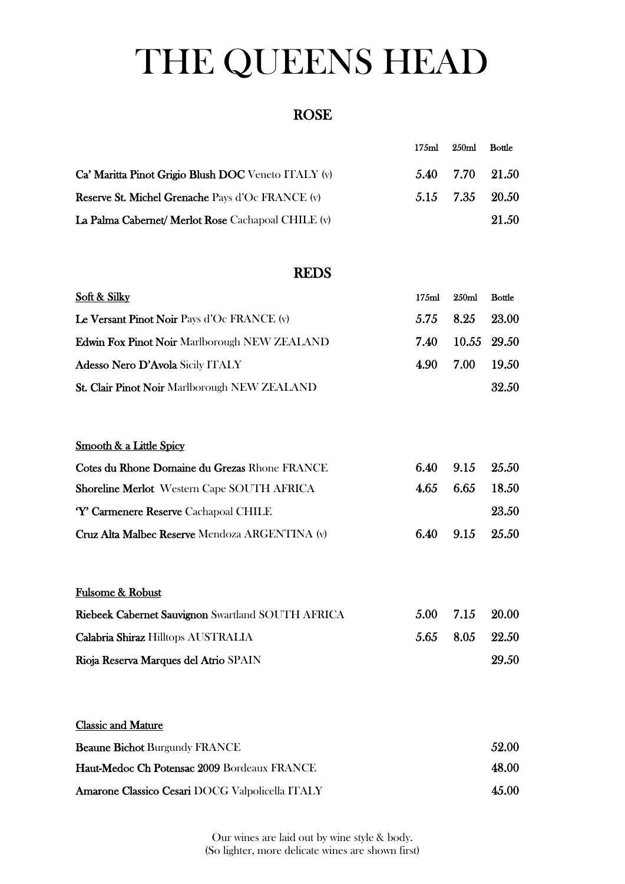# THE QUEENS HEAD

## ROSE

| | 175ml | 250ml | Bottle |
|---|---|---|---|
| **Ca' Maritta Pinot Grigio Blush DOC** Veneto ITALY (v) | 5.40 | 7.70 | 21.50 |
| **Reserve St. Michel Grenache** Pays d'Oc FRANCE (v) | 5.15 | 7.35 | 20.50 |
| **La Palma Cabernet/ Merlot Rose** Cachapoal CHILE (v) | | | 21.50 |

## REDS

| Soft & Silky | 175ml | 250ml | Bottle |
|---|---|---|---|
| **Le Versant Pinot Noir** Pays d'Oc FRANCE (v) | 5.75 | 8.25 | 23.00 |
| **Edwin Fox Pinot Noir** Marlborough NEW ZEALAND | 7.40 | 10.55 | 29.50 |
| **Adesso Nero D'Avola** Sicily ITALY | 4.90 | 7.00 | 19.50 |
| **St. Clair Pinot Noir** Marlborough NEW ZEALAND | | | 32.50 |

| Smooth & a Little Spicy | | | |
|---|---|---|---|
| **Cotes du Rhone Domaine du Grezas** Rhone FRANCE | 6.40 | 9.15 | 25.50 |
| **Shoreline Merlot** Western Cape SOUTH AFRICA | 4.65 | 6.65 | 18.50 |
| **'Y' Carmenere Reserve** Cachapoal CHILE | | | 23.50 |
| **Cruz Alta Malbec Reserve** Mendoza ARGENTINA (v) | 6.40 | 9.15 | 25.50 |

| Fulsome & Robust | | | |
|---|---|---|---|
| **Riebeek Cabernet Sauvignon** Swartland SOUTH AFRICA | 5.00 | 7.15 | 20.00 |
| **Calabria Shiraz** Hilltops AUSTRALIA | 5.65 | 8.05 | 22.50 |
| **Rioja Reserva Marques del Atrio** SPAIN | | | 29.50 |

| Classic and Mature | | | |
|---|---|---|---|
| **Beaune Bichot** Burgundy FRANCE | | | 52.00 |
| **Haut-Medoc Ch Potensac 2009** Bordeaux FRANCE | | | 48.00 |
| **Amarone Classico Cesari** DOCG Valpolicella ITALY | | | 45.00 |

Our wines are laid out by wine style & body.
(So lighter, more delicate wines are shown first)